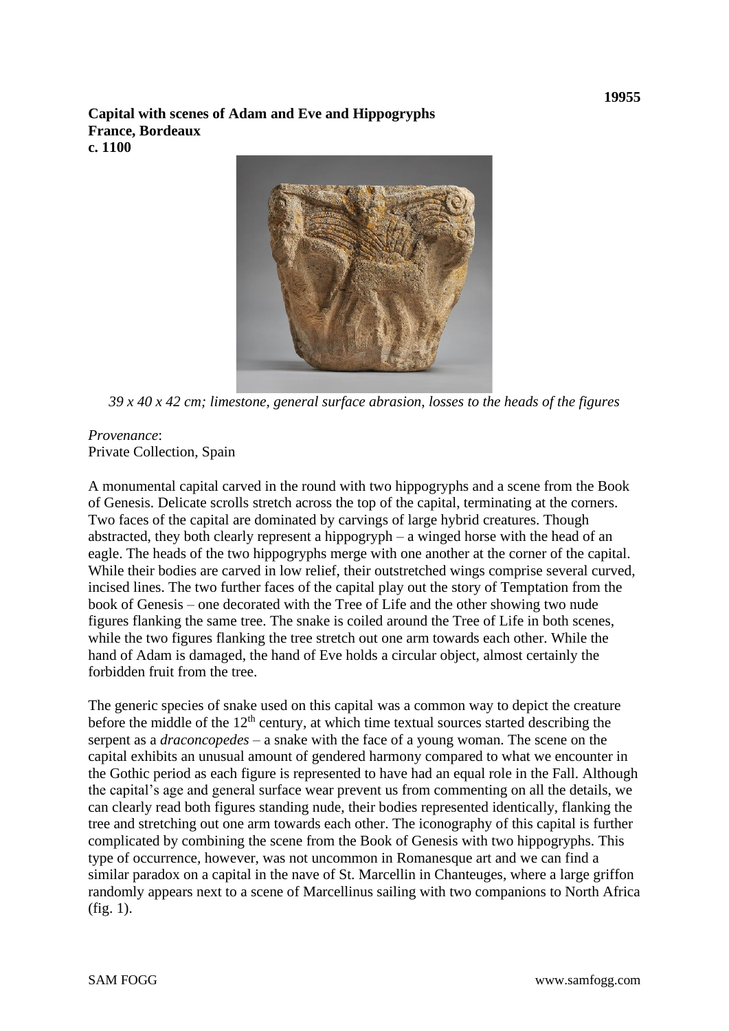**19955**

**Capital with scenes of Adam and Eve and Hippogryphs**
**France, Bordeaux**
**c. 1100**

*39 x 40 x 42 cm; limestone, general surface abrasion, losses to the heads of the figures*

*Provenance*:
Private Collection, Spain

A monumental capital carved in the round with two hippogryphs and a scene from the Book of Genesis. Delicate scrolls stretch across the top of the capital, terminating at the corners. Two faces of the capital are dominated by carvings of large hybrid creatures. Though abstracted, they both clearly represent a hippogryph – a winged horse with the head of an eagle. The heads of the two hippogryphs merge with one another at the corner of the capital. While their bodies are carved in low relief, their outstretched wings comprise several curved, incised lines. The two further faces of the capital play out the story of Temptation from the book of Genesis – one decorated with the Tree of Life and the other showing two nude figures flanking the same tree. The snake is coiled around the Tree of Life in both scenes, while the two figures flanking the tree stretch out one arm towards each other. While the hand of Adam is damaged, the hand of Eve holds a circular object, almost certainly the forbidden fruit from the tree.

The generic species of snake used on this capital was a common way to depict the creature before the middle of the 12th century, at which time textual sources started describing the serpent as a *draconcopedes* – a snake with the face of a young woman. The scene on the capital exhibits an unusual amount of gendered harmony compared to what we encounter in the Gothic period as each figure is represented to have had an equal role in the Fall. Although the capital's age and general surface wear prevent us from commenting on all the details, we can clearly read both figures standing nude, their bodies represented identically, flanking the tree and stretching out one arm towards each other. The iconography of this capital is further complicated by combining the scene from the Book of Genesis with two hippogryphs. This type of occurrence, however, was not uncommon in Romanesque art and we can find a similar paradox on a capital in the nave of St. Marcellin in Chanteuges, where a large griffon randomly appears next to a scene of Marcellinus sailing with two companions to North Africa (fig. 1).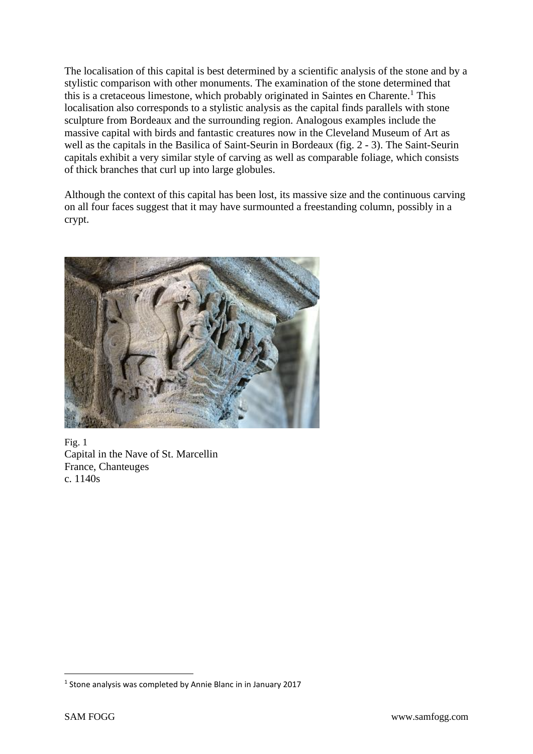The localisation of this capital is best determined by a scientific analysis of the stone and by a stylistic comparison with other monuments. The examination of the stone determined that this is a cretaceous limestone, which probably originated in Saintes en Charente.[1] This localisation also corresponds to a stylistic analysis as the capital finds parallels with stone sculpture from Bordeaux and the surrounding region. Analogous examples include the massive capital with birds and fantastic creatures now in the Cleveland Museum of Art as well as the capitals in the Basilica of Saint-Seurin in Bordeaux (fig. 2 - 3). The Saint-Seurin capitals exhibit a very similar style of carving as well as comparable foliage, which consists of thick branches that curl up into large globules.

Although the context of this capital has been lost, its massive size and the continuous carving on all four faces suggest that it may have surmounted a freestanding column, possibly in a crypt.

Fig. 1
Capital in the Nave of St. Marcellin
France, Chanteuges
c. 1140s

[1] Stone analysis was completed by Annie Blanc in in January 2017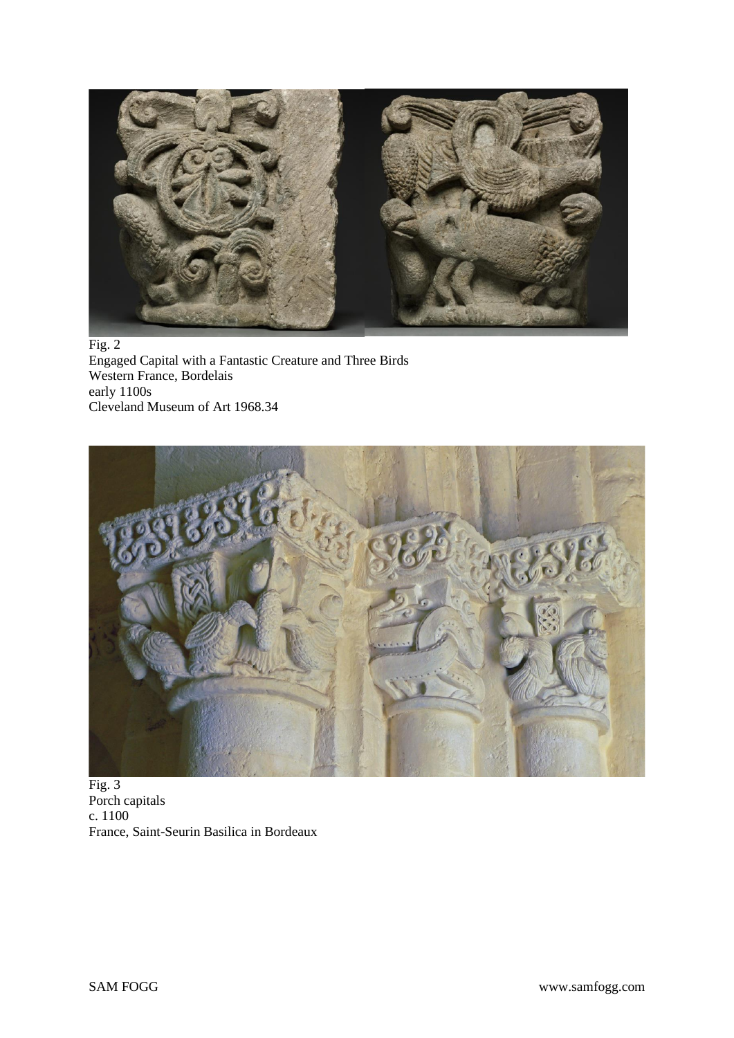Fig. 2
Engaged Capital with a Fantastic Creature and Three Birds
Western France, Bordelais
early 1100s
Cleveland Museum of Art 1968.34

Fig. 3
Porch capitals
c. 1100
France, Saint-Seurin Basilica in Bordeaux